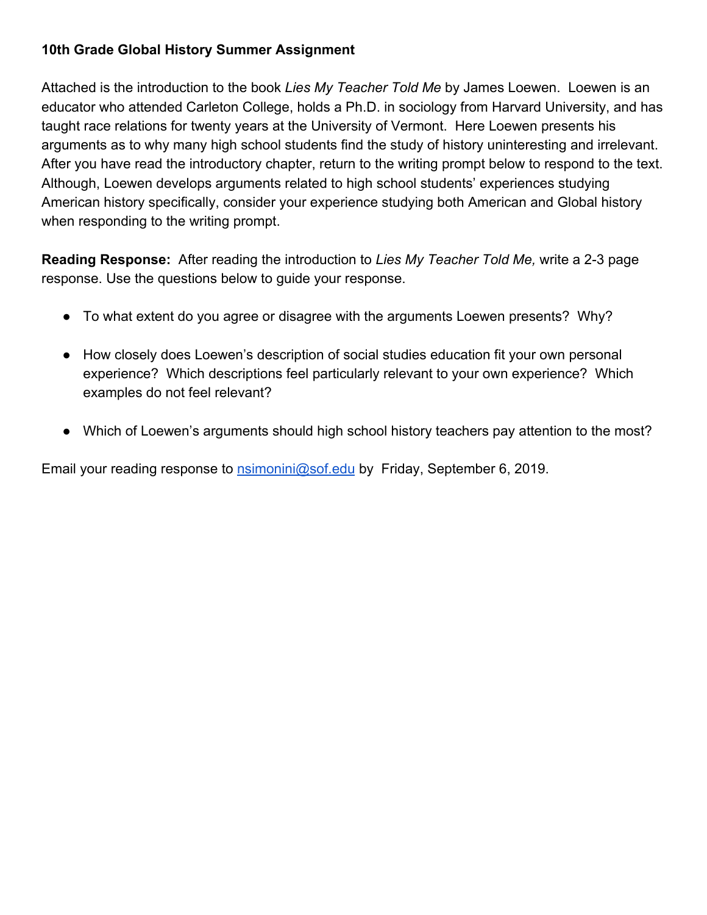**10th Grade Global History Summer Assignment**

Attached is the introduction to the book *Lies My Teacher Told Me* by James Loewen. Loewen is an educator who attended Carleton College, holds a Ph.D. in sociology from Harvard University, and has taught race relations for twenty years at the University of Vermont. Here Loewen presents his arguments as to why many high school students find the study of history uninteresting and irrelevant. After you have read the introductory chapter, return to the writing prompt below to respond to the text. Although, Loewen develops arguments related to high school students' experiences studying American history specifically, consider your experience studying both American and Global history when responding to the writing prompt.

**Reading Response:** After reading the introduction to *Lies My Teacher Told Me,* write a 2-3 page response. Use the questions below to guide your response.

- To what extent do you agree or disagree with the arguments Loewen presents? Why?
- How closely does Loewen's description of social studies education fit your own personal experience? Which descriptions feel particularly relevant to your own experience? Which examples do not feel relevant?
- Which of Loewen's arguments should high school history teachers pay attention to the most?

Email your reading response to nsimonini@sof.edu by Friday, September 6, 2019.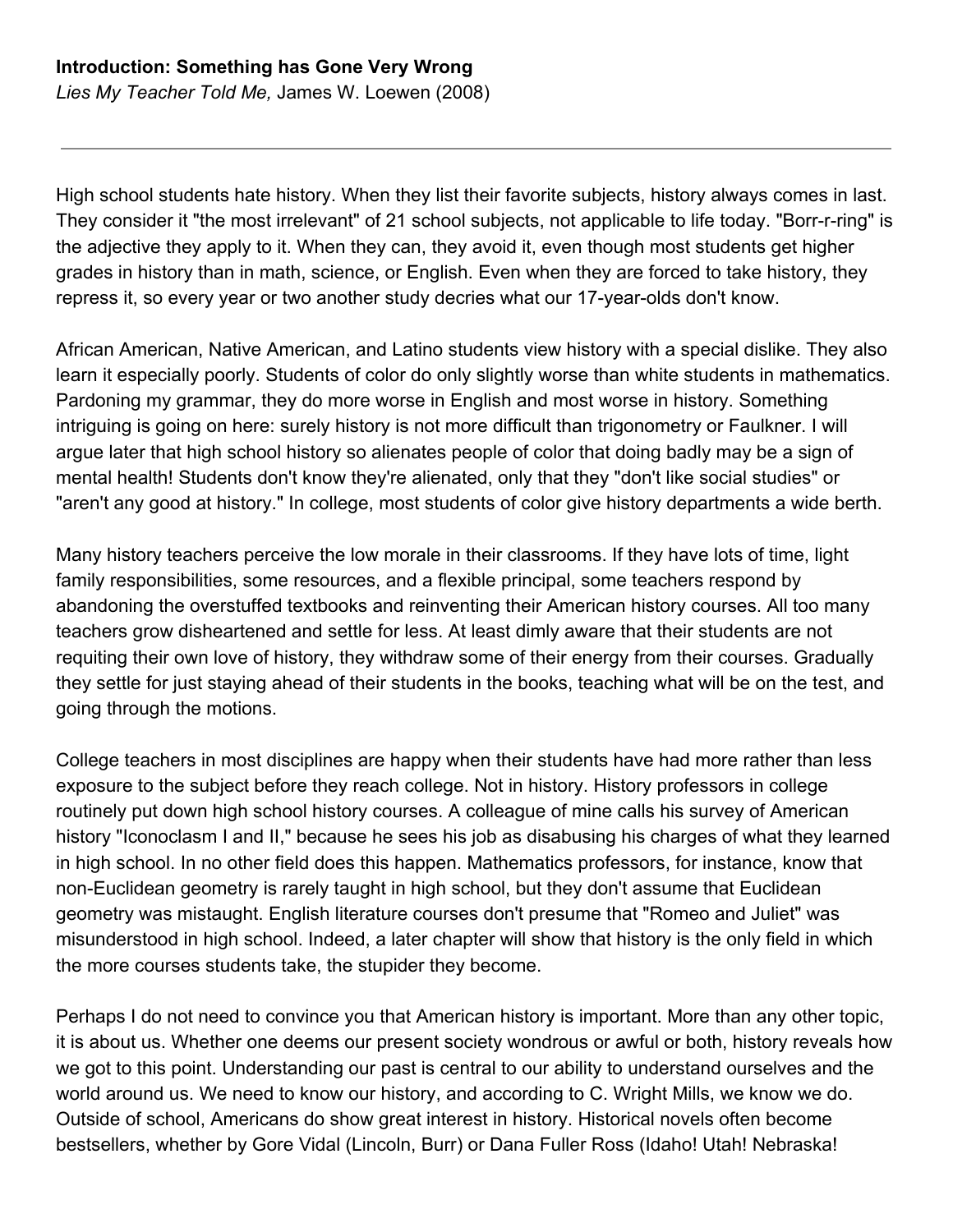**Introduction: Something has Gone Very Wrong**

*Lies My Teacher Told Me,* James W. Loewen (2008)

---

High school students hate history. When they list their favorite subjects, history always comes in last. They consider it "the most irrelevant" of 21 school subjects, not applicable to life today. "Borr-r-ring" is the adjective they apply to it. When they can, they avoid it, even though most students get higher grades in history than in math, science, or English. Even when they are forced to take history, they repress it, so every year or two another study decries what our 17-year-olds don't know.

African American, Native American, and Latino students view history with a special dislike. They also learn it especially poorly. Students of color do only slightly worse than white students in mathematics. Pardoning my grammar, they do more worse in English and most worse in history. Something intriguing is going on here: surely history is not more difficult than trigonometry or Faulkner. I will argue later that high school history so alienates people of color that doing badly may be a sign of mental health! Students don't know they're alienated, only that they "don't like social studies" or "aren't any good at history." In college, most students of color give history departments a wide berth.

Many history teachers perceive the low morale in their classrooms. If they have lots of time, light family responsibilities, some resources, and a flexible principal, some teachers respond by abandoning the overstuffed textbooks and reinventing their American history courses. All too many teachers grow disheartened and settle for less. At least dimly aware that their students are not requiting their own love of history, they withdraw some of their energy from their courses. Gradually they settle for just staying ahead of their students in the books, teaching what will be on the test, and going through the motions.

College teachers in most disciplines are happy when their students have had more rather than less exposure to the subject before they reach college. Not in history. History professors in college routinely put down high school history courses. A colleague of mine calls his survey of American history "Iconoclasm I and II," because he sees his job as disabusing his charges of what they learned in high school. In no other field does this happen. Mathematics professors, for instance, know that non-Euclidean geometry is rarely taught in high school, but they don't assume that Euclidean geometry was mistaught. English literature courses don't presume that "Romeo and Juliet" was misunderstood in high school. Indeed, a later chapter will show that history is the only field in which the more courses students take, the stupider they become.

Perhaps I do not need to convince you that American history is important. More than any other topic, it is about us. Whether one deems our present society wondrous or awful or both, history reveals how we got to this point. Understanding our past is central to our ability to understand ourselves and the world around us. We need to know our history, and according to C. Wright Mills, we know we do. Outside of school, Americans do show great interest in history. Historical novels often become bestsellers, whether by Gore Vidal (Lincoln, Burr) or Dana Fuller Ross (Idaho! Utah! Nebraska!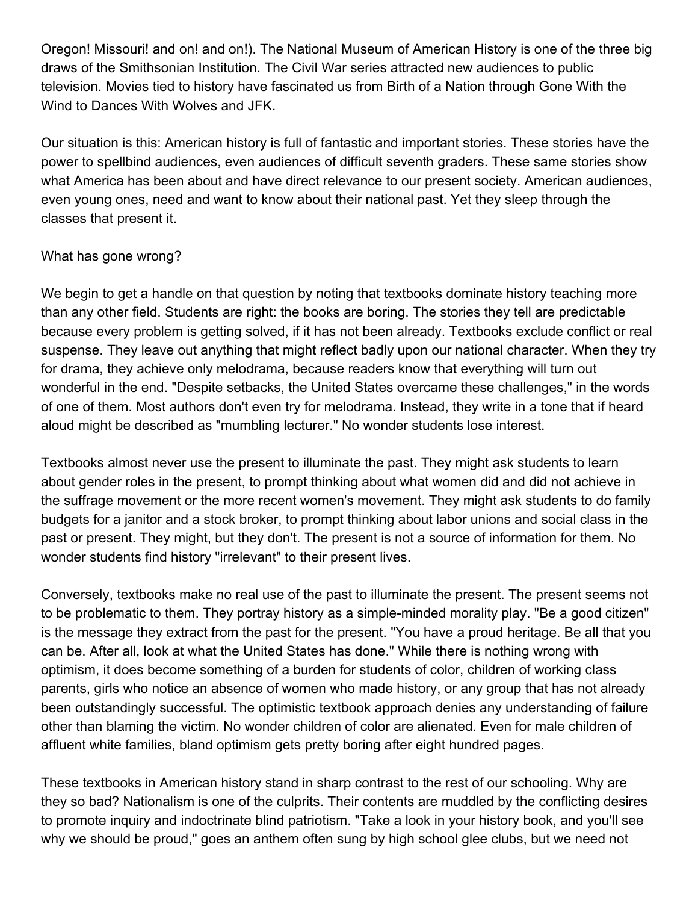Oregon! Missouri! and on! and on!). The National Museum of American History is one of the three big draws of the Smithsonian Institution. The Civil War series attracted new audiences to public television. Movies tied to history have fascinated us from Birth of a Nation through Gone With the Wind to Dances With Wolves and JFK.

Our situation is this: American history is full of fantastic and important stories. These stories have the power to spellbind audiences, even audiences of difficult seventh graders. These same stories show what America has been about and have direct relevance to our present society. American audiences, even young ones, need and want to know about their national past. Yet they sleep through the classes that present it.

What has gone wrong?

We begin to get a handle on that question by noting that textbooks dominate history teaching more than any other field. Students are right: the books are boring. The stories they tell are predictable because every problem is getting solved, if it has not been already. Textbooks exclude conflict or real suspense. They leave out anything that might reflect badly upon our national character. When they try for drama, they achieve only melodrama, because readers know that everything will turn out wonderful in the end. "Despite setbacks, the United States overcame these challenges," in the words of one of them. Most authors don't even try for melodrama. Instead, they write in a tone that if heard aloud might be described as "mumbling lecturer." No wonder students lose interest.

Textbooks almost never use the present to illuminate the past. They might ask students to learn about gender roles in the present, to prompt thinking about what women did and did not achieve in the suffrage movement or the more recent women's movement. They might ask students to do family budgets for a janitor and a stock broker, to prompt thinking about labor unions and social class in the past or present. They might, but they don't. The present is not a source of information for them. No wonder students find history "irrelevant" to their present lives.

Conversely, textbooks make no real use of the past to illuminate the present. The present seems not to be problematic to them. They portray history as a simple-minded morality play. "Be a good citizen" is the message they extract from the past for the present. "You have a proud heritage. Be all that you can be. After all, look at what the United States has done." While there is nothing wrong with optimism, it does become something of a burden for students of color, children of working class parents, girls who notice an absence of women who made history, or any group that has not already been outstandingly successful. The optimistic textbook approach denies any understanding of failure other than blaming the victim. No wonder children of color are alienated. Even for male children of affluent white families, bland optimism gets pretty boring after eight hundred pages.

These textbooks in American history stand in sharp contrast to the rest of our schooling. Why are they so bad? Nationalism is one of the culprits. Their contents are muddled by the conflicting desires to promote inquiry and indoctrinate blind patriotism. "Take a look in your history book, and you'll see why we should be proud," goes an anthem often sung by high school glee clubs, but we need not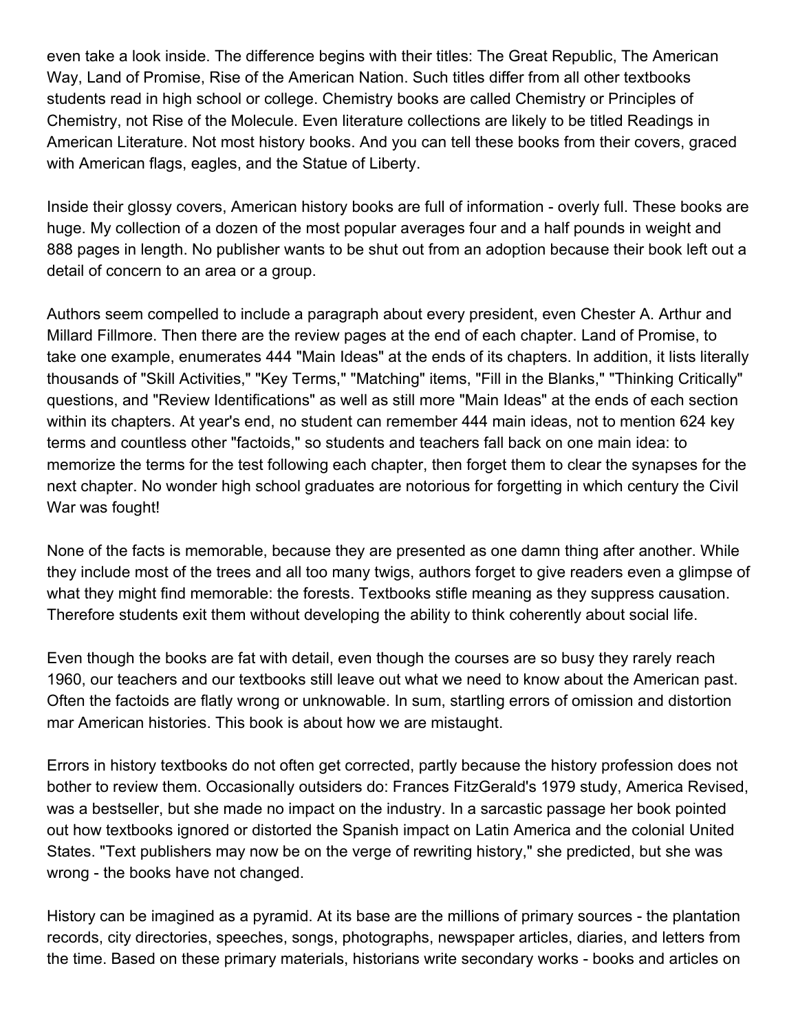even take a look inside. The difference begins with their titles: The Great Republic, The American Way, Land of Promise, Rise of the American Nation. Such titles differ from all other textbooks students read in high school or college. Chemistry books are called Chemistry or Principles of Chemistry, not Rise of the Molecule. Even literature collections are likely to be titled Readings in American Literature. Not most history books. And you can tell these books from their covers, graced with American flags, eagles, and the Statue of Liberty.

Inside their glossy covers, American history books are full of information - overly full. These books are huge. My collection of a dozen of the most popular averages four and a half pounds in weight and 888 pages in length. No publisher wants to be shut out from an adoption because their book left out a detail of concern to an area or a group.

Authors seem compelled to include a paragraph about every president, even Chester A. Arthur and Millard Fillmore. Then there are the review pages at the end of each chapter. Land of Promise, to take one example, enumerates 444 "Main Ideas" at the ends of its chapters. In addition, it lists literally thousands of "Skill Activities," "Key Terms," "Matching" items, "Fill in the Blanks," "Thinking Critically" questions, and "Review Identifications" as well as still more "Main Ideas" at the ends of each section within its chapters. At year's end, no student can remember 444 main ideas, not to mention 624 key terms and countless other "factoids," so students and teachers fall back on one main idea: to memorize the terms for the test following each chapter, then forget them to clear the synapses for the next chapter. No wonder high school graduates are notorious for forgetting in which century the Civil War was fought!

None of the facts is memorable, because they are presented as one damn thing after another. While they include most of the trees and all too many twigs, authors forget to give readers even a glimpse of what they might find memorable: the forests. Textbooks stifle meaning as they suppress causation. Therefore students exit them without developing the ability to think coherently about social life.

Even though the books are fat with detail, even though the courses are so busy they rarely reach 1960, our teachers and our textbooks still leave out what we need to know about the American past. Often the factoids are flatly wrong or unknowable. In sum, startling errors of omission and distortion mar American histories. This book is about how we are mistaught.

Errors in history textbooks do not often get corrected, partly because the history profession does not bother to review them. Occasionally outsiders do: Frances FitzGerald's 1979 study, America Revised, was a bestseller, but she made no impact on the industry. In a sarcastic passage her book pointed out how textbooks ignored or distorted the Spanish impact on Latin America and the colonial United States. "Text publishers may now be on the verge of rewriting history," she predicted, but she was wrong - the books have not changed.

History can be imagined as a pyramid. At its base are the millions of primary sources - the plantation records, city directories, speeches, songs, photographs, newspaper articles, diaries, and letters from the time. Based on these primary materials, historians write secondary works - books and articles on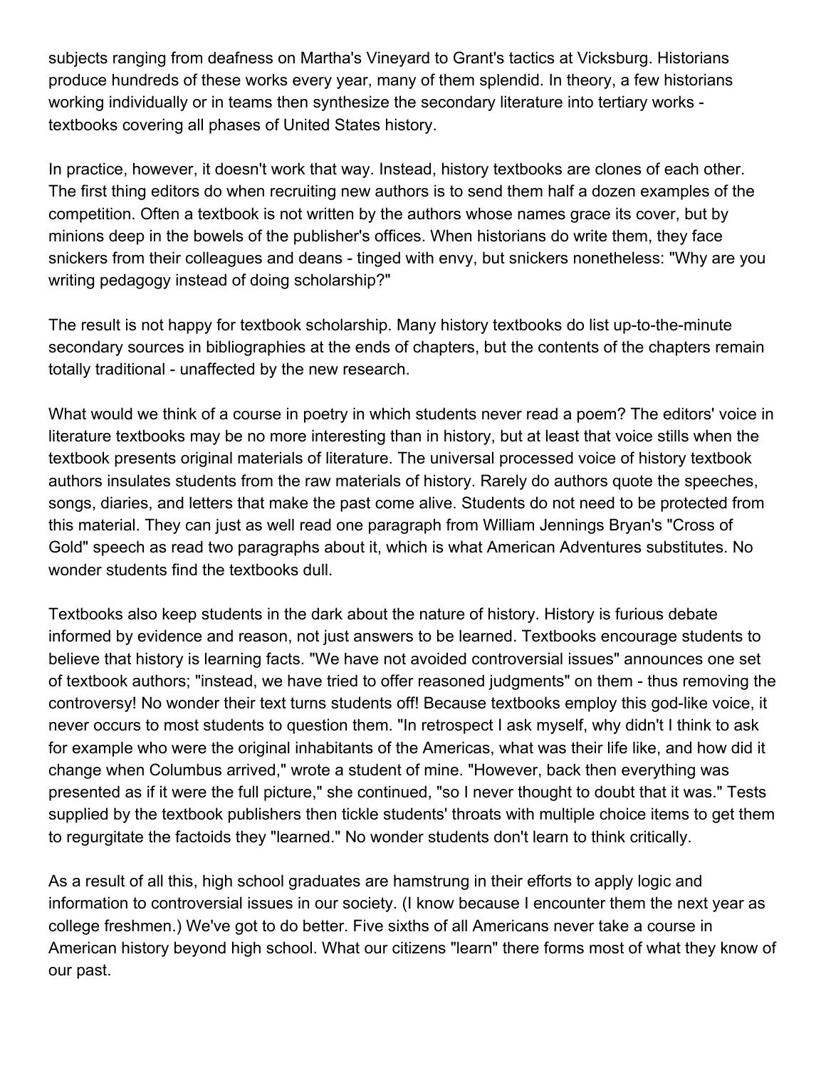subjects ranging from deafness on Martha's Vineyard to Grant's tactics at Vicksburg. Historians produce hundreds of these works every year, many of them splendid. In theory, a few historians working individually or in teams then synthesize the secondary literature into tertiary works - textbooks covering all phases of United States history.

In practice, however, it doesn't work that way. Instead, history textbooks are clones of each other. The first thing editors do when recruiting new authors is to send them half a dozen examples of the competition. Often a textbook is not written by the authors whose names grace its cover, but by minions deep in the bowels of the publisher's offices. When historians do write them, they face snickers from their colleagues and deans - tinged with envy, but snickers nonetheless: "Why are you writing pedagogy instead of doing scholarship?"

The result is not happy for textbook scholarship. Many history textbooks do list up-to-the-minute secondary sources in bibliographies at the ends of chapters, but the contents of the chapters remain totally traditional - unaffected by the new research.

What would we think of a course in poetry in which students never read a poem? The editors' voice in literature textbooks may be no more interesting than in history, but at least that voice stills when the textbook presents original materials of literature. The universal processed voice of history textbook authors insulates students from the raw materials of history. Rarely do authors quote the speeches, songs, diaries, and letters that make the past come alive. Students do not need to be protected from this material. They can just as well read one paragraph from William Jennings Bryan's "Cross of Gold" speech as read two paragraphs about it, which is what American Adventures substitutes. No wonder students find the textbooks dull.

Textbooks also keep students in the dark about the nature of history. History is furious debate informed by evidence and reason, not just answers to be learned. Textbooks encourage students to believe that history is learning facts. "We have not avoided controversial issues" announces one set of textbook authors; "instead, we have tried to offer reasoned judgments" on them - thus removing the controversy! No wonder their text turns students off! Because textbooks employ this god-like voice, it never occurs to most students to question them. "In retrospect I ask myself, why didn't I think to ask for example who were the original inhabitants of the Americas, what was their life like, and how did it change when Columbus arrived," wrote a student of mine. "However, back then everything was presented as if it were the full picture," she continued, "so I never thought to doubt that it was." Tests supplied by the textbook publishers then tickle students' throats with multiple choice items to get them to regurgitate the factoids they "learned." No wonder students don't learn to think critically.

As a result of all this, high school graduates are hamstrung in their efforts to apply logic and information to controversial issues in our society. (I know because I encounter them the next year as college freshmen.) We've got to do better. Five sixths of all Americans never take a course in American history beyond high school. What our citizens "learn" there forms most of what they know of our past.